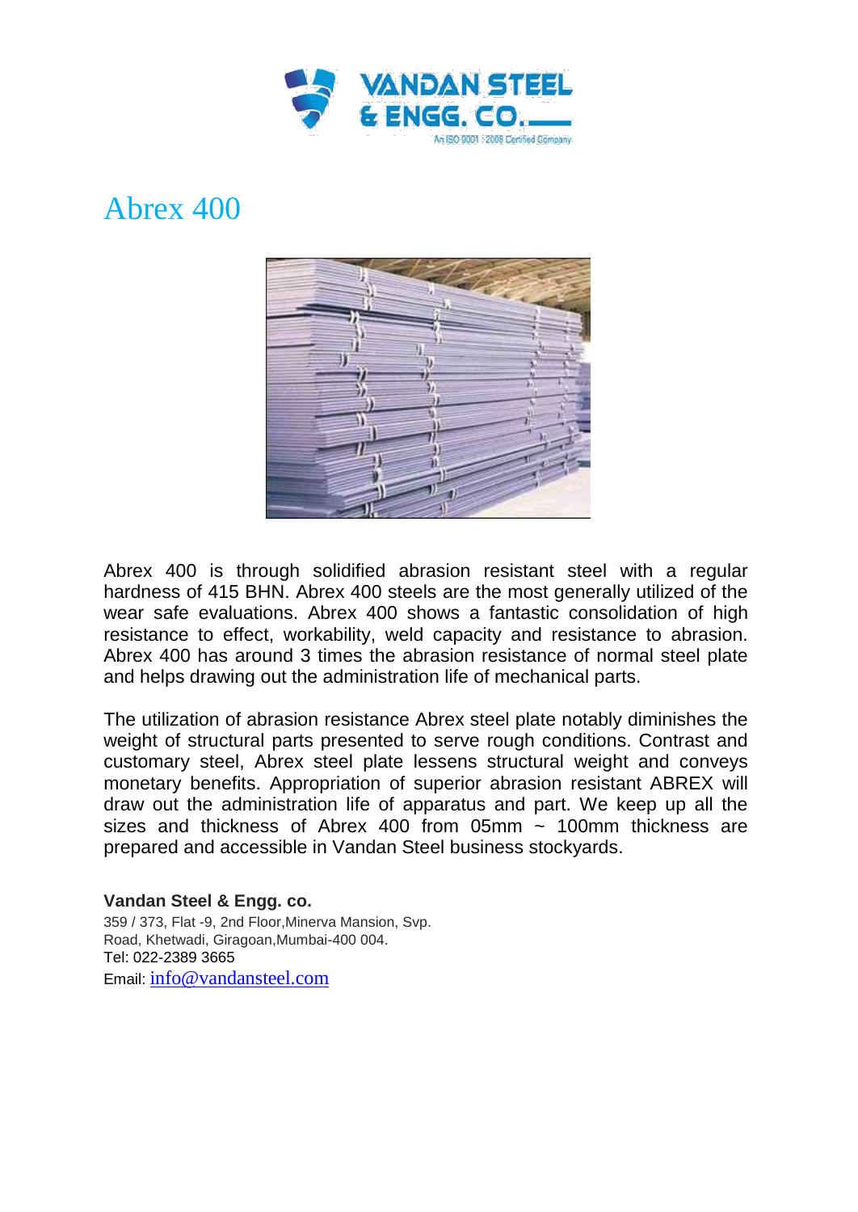# Abrex 400

Abrex 400 is through solidified abrasion resistant steel with a regular hardness of 415 BHN. Abrex 400 steels are the most generally utilized of the wear safe evaluations. Abrex 400 shows a fantastic consolidation of high resistance to effect, workability, weld capacity and resistance to abrasion. Abrex 400 has around 3 times the abrasion resistance of normal steel plate and helps drawing out the administration life of mechanical parts.

The utilization of abrasion resistance Abrex steel plate notably diminishes the weight of structural parts presented to serve rough conditions. Contrast and customary steel, Abrex steel plate lessens structural weight and conveys monetary benefits. Appropriation of superior abrasion resistant ABREX will draw out the administration life of apparatus and part. We keep up all the sizes and thickness of Abrex 400 from 05mm ~ 100mm thickness are prepared and accessible in Vandan Steel business stockyards.

**Vandan Steel & Engg. co.**
359 / 373, Flat -9, 2nd Floor,Minerva Mansion, Svp. Road, Khetwadi, Giragoan,Mumbai-400 004.
Tel: 022-2389 3665
Email: info@vandansteel.com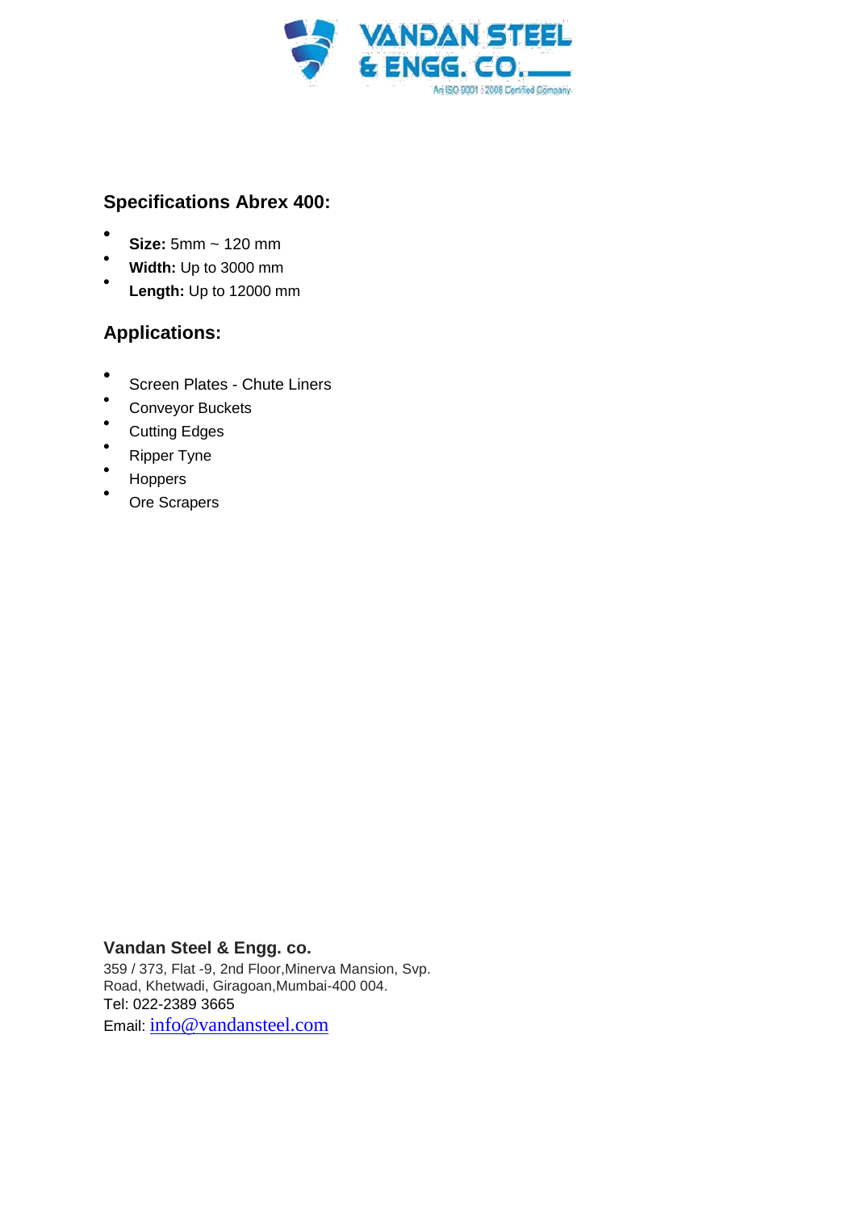## Specifications Abrex 400:

- **Size:** 5mm ~ 120 mm
- **Width:** Up to 3000 mm
- **Length:** Up to 12000 mm

## Applications:

- Screen Plates - Chute Liners
- Conveyor Buckets
- Cutting Edges
- Ripper Tyne
- Hoppers
- Ore Scrapers

**Vandan Steel & Engg. co.**
359 / 373, Flat -9, 2nd Floor,Minerva Mansion, Svp. Road, Khetwadi, Giragoan,Mumbai-400 004.
Tel: 022-2389 3665
Email: info@vandansteel.com